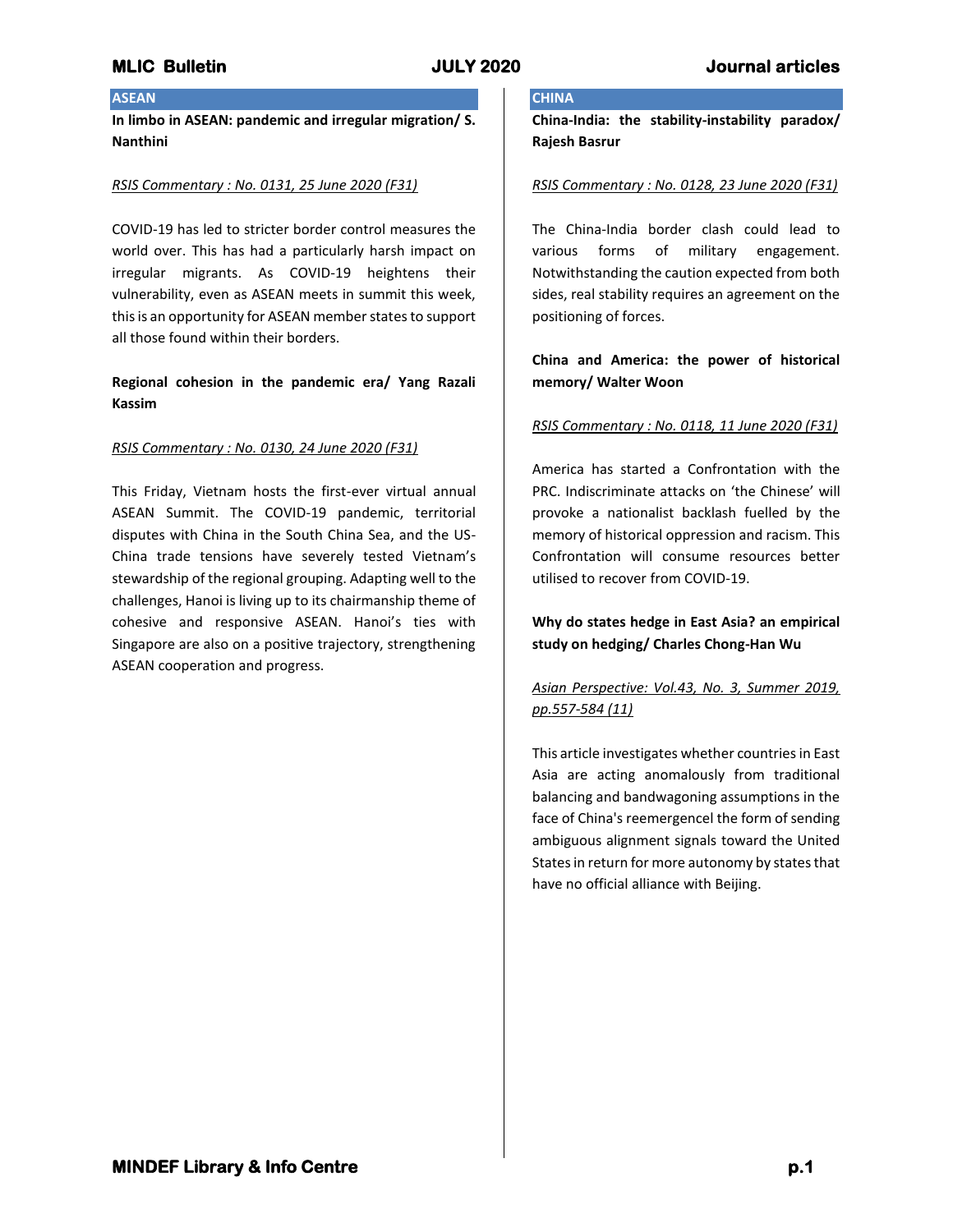## ASEAN

**In limbo in ASEAN: pandemic and irregular migration/ S. Nanthini**

*RSIS Commentary : No. 0131, 25 June 2020 (F31)*

COVID-19 has led to stricter border control measures the world over. This has had a particularly harsh impact on irregular migrants. As COVID-19 heightens their vulnerability, even as ASEAN meets in summit this week, this is an opportunity for ASEAN member states to support all those found within their borders.

**Regional cohesion in the pandemic era/ Yang Razali Kassim**

*RSIS Commentary : No. 0130, 24 June 2020 (F31)*

This Friday, Vietnam hosts the first-ever virtual annual ASEAN Summit. The COVID-19 pandemic, territorial disputes with China in the South China Sea, and the US-China trade tensions have severely tested Vietnam's stewardship of the regional grouping. Adapting well to the challenges, Hanoi is living up to its chairmanship theme of cohesive and responsive ASEAN. Hanoi's ties with Singapore are also on a positive trajectory, strengthening ASEAN cooperation and progress.

## CHINA

**China-India: the stability-instability paradox/ Rajesh Basrur**

*RSIS Commentary : No. 0128, 23 June 2020 (F31)*

The China-India border clash could lead to various forms of military engagement. Notwithstanding the caution expected from both sides, real stability requires an agreement on the positioning of forces.

**China and America: the power of historical memory/ Walter Woon**

*RSIS Commentary : No. 0118, 11 June 2020 (F31)*

America has started a Confrontation with the PRC. Indiscriminate attacks on 'the Chinese' will provoke a nationalist backlash fuelled by the memory of historical oppression and racism. This Confrontation will consume resources better utilised to recover from COVID-19.

**Why do states hedge in East Asia? an empirical study on hedging/ Charles Chong-Han Wu**

*Asian Perspective: Vol.43, No. 3, Summer 2019, pp.557-584 (11)*

This article investigates whether countries in East Asia are acting anomalously from traditional balancing and bandwagoning assumptions in the face of China's reemergencel the form of sending ambiguous alignment signals toward the United States in return for more autonomy by states that have no official alliance with Beijing.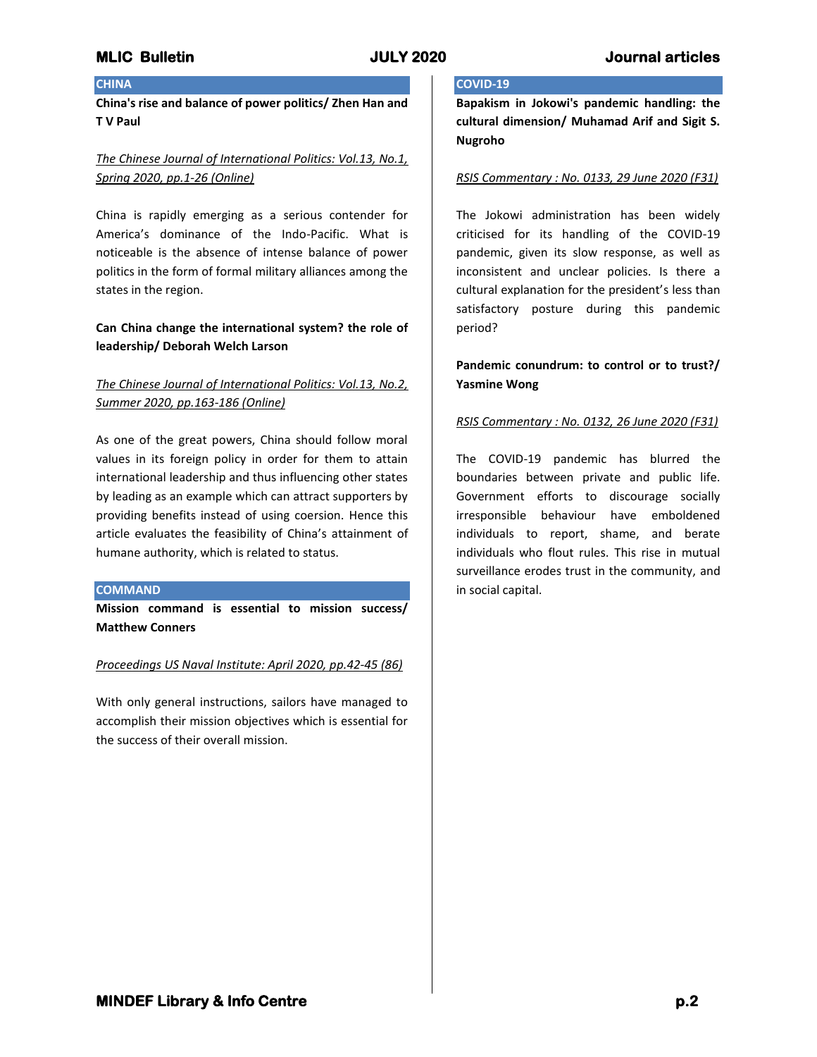## CHINA

**China's rise and balance of power politics/ Zhen Han and T V Paul**

*The Chinese Journal of International Politics: Vol.13, No.1, Spring 2020, pp.1-26 (Online)*

China is rapidly emerging as a serious contender for America's dominance of the Indo-Pacific. What is noticeable is the absence of intense balance of power politics in the form of formal military alliances among the states in the region.

**Can China change the international system? the role of leadership/ Deborah Welch Larson**

*The Chinese Journal of International Politics: Vol.13, No.2, Summer 2020, pp.163-186 (Online)*

As one of the great powers, China should follow moral values in its foreign policy in order for them to attain international leadership and thus influencing other states by leading as an example which can attract supporters by providing benefits instead of using coersion. Hence this article evaluates the feasibility of China's attainment of humane authority, which is related to status.

## COMMAND

**Mission command is essential to mission success/ Matthew Conners**

*Proceedings US Naval Institute: April 2020, pp.42-45 (86)*

With only general instructions, sailors have managed to accomplish their mission objectives which is essential for the success of their overall mission.

## COVID-19

**Bapakism in Jokowi's pandemic handling: the cultural dimension/ Muhamad Arif and Sigit S. Nugroho**

*RSIS Commentary : No. 0133, 29 June 2020 (F31)*

The Jokowi administration has been widely criticised for its handling of the COVID-19 pandemic, given its slow response, as well as inconsistent and unclear policies. Is there a cultural explanation for the president's less than satisfactory posture during this pandemic period?

**Pandemic conundrum: to control or to trust?/ Yasmine Wong**

*RSIS Commentary : No. 0132, 26 June 2020 (F31)*

The COVID-19 pandemic has blurred the boundaries between private and public life. Government efforts to discourage socially irresponsible behaviour have emboldened individuals to report, shame, and berate individuals who flout rules. This rise in mutual surveillance erodes trust in the community, and in social capital.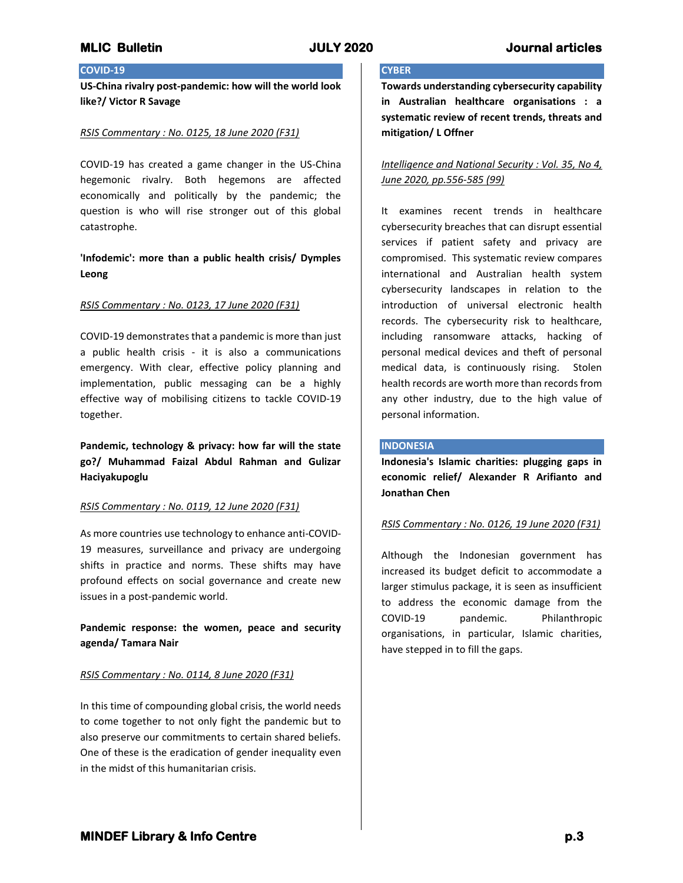## COVID-19

**US-China rivalry post-pandemic: how will the world look like?/ Victor R Savage**

*RSIS Commentary : No. 0125, 18 June 2020 (F31)*

COVID-19 has created a game changer in the US-China hegemonic rivalry. Both hegemons are affected economically and politically by the pandemic; the question is who will rise stronger out of this global catastrophe.

**'Infodemic': more than a public health crisis/ Dymples Leong**

*RSIS Commentary : No. 0123, 17 June 2020 (F31)*

COVID-19 demonstrates that a pandemic is more than just a public health crisis - it is also a communications emergency. With clear, effective policy planning and implementation, public messaging can be a highly effective way of mobilising citizens to tackle COVID-19 together.

**Pandemic, technology & privacy: how far will the state go?/ Muhammad Faizal Abdul Rahman and Gulizar Haciyakupoglu**

*RSIS Commentary : No. 0119, 12 June 2020 (F31)*

As more countries use technology to enhance anti-COVID-19 measures, surveillance and privacy are undergoing shifts in practice and norms. These shifts may have profound effects on social governance and create new issues in a post-pandemic world.

**Pandemic response: the women, peace and security agenda/ Tamara Nair**

*RSIS Commentary : No. 0114, 8 June 2020 (F31)*

In this time of compounding global crisis, the world needs to come together to not only fight the pandemic but to also preserve our commitments to certain shared beliefs. One of these is the eradication of gender inequality even in the midst of this humanitarian crisis.

## CYBER

**Towards understanding cybersecurity capability in Australian healthcare organisations : a systematic review of recent trends, threats and mitigation/ L Offner**

*Intelligence and National Security : Vol. 35, No 4, June 2020, pp.556-585 (99)*

It examines recent trends in healthcare cybersecurity breaches that can disrupt essential services if patient safety and privacy are compromised. This systematic review compares international and Australian health system cybersecurity landscapes in relation to the introduction of universal electronic health records. The cybersecurity risk to healthcare, including ransomware attacks, hacking of personal medical devices and theft of personal medical data, is continuously rising. Stolen health records are worth more than records from any other industry, due to the high value of personal information.

## INDONESIA

**Indonesia's Islamic charities: plugging gaps in economic relief/ Alexander R Arifianto and Jonathan Chen**

*RSIS Commentary : No. 0126, 19 June 2020 (F31)*

Although the Indonesian government has increased its budget deficit to accommodate a larger stimulus package, it is seen as insufficient to address the economic damage from the COVID-19 pandemic. Philanthropic organisations, in particular, Islamic charities, have stepped in to fill the gaps.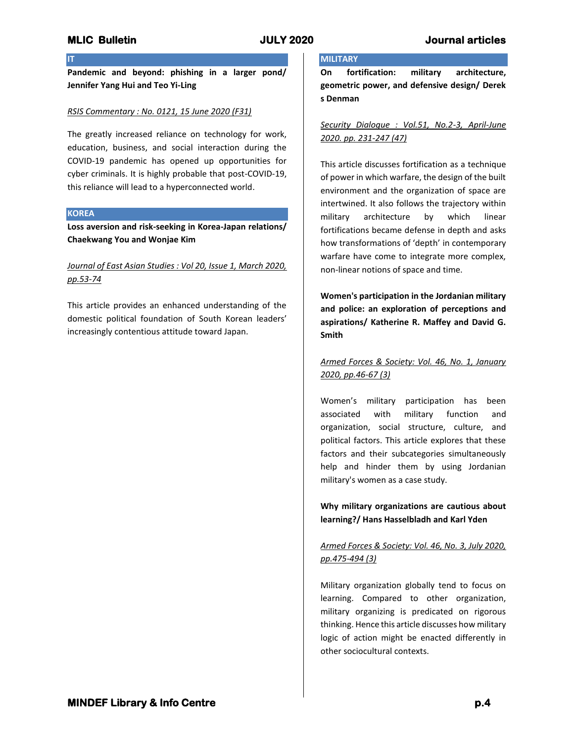## IT

**Pandemic and beyond: phishing in a larger pond/ Jennifer Yang Hui and Teo Yi-Ling**

*RSIS Commentary : No. 0121, 15 June 2020 (F31)*

The greatly increased reliance on technology for work, education, business, and social interaction during the COVID-19 pandemic has opened up opportunities for cyber criminals. It is highly probable that post-COVID-19, this reliance will lead to a hyperconnected world.

## KOREA

**Loss aversion and risk-seeking in Korea-Japan relations/ Chaekwang You and Wonjae Kim**

*Journal of East Asian Studies : Vol 20, Issue 1, March 2020, pp.53-74*

This article provides an enhanced understanding of the domestic political foundation of South Korean leaders' increasingly contentious attitude toward Japan.

## MILITARY

**On fortification: military architecture, geometric power, and defensive design/ Derek s Denman**

*Security Dialogue : Vol.51, No.2-3, April-June 2020. pp. 231-247 (47)*

This article discusses fortification as a technique of power in which warfare, the design of the built environment and the organization of space are intertwined. It also follows the trajectory within military architecture by which linear fortifications became defense in depth and asks how transformations of 'depth' in contemporary warfare have come to integrate more complex, non-linear notions of space and time.

**Women's participation in the Jordanian military and police: an exploration of perceptions and aspirations/ Katherine R. Maffey and David G. Smith**

*Armed Forces & Society: Vol. 46, No. 1, January 2020, pp.46-67 (3)*

Women's military participation has been associated with military function and organization, social structure, culture, and political factors. This article explores that these factors and their subcategories simultaneously help and hinder them by using Jordanian military's women as a case study.

**Why military organizations are cautious about learning?/ Hans Hasselbladh and Karl Yden**

*Armed Forces & Society: Vol. 46, No. 3, July 2020, pp.475-494 (3)*

Military organization globally tend to focus on learning. Compared to other organization, military organizing is predicated on rigorous thinking. Hence this article discusses how military logic of action might be enacted differently in other sociocultural contexts.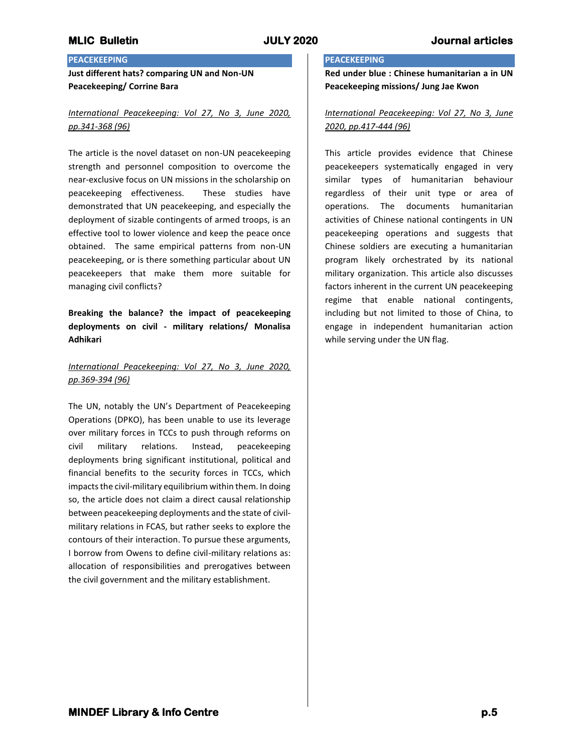**PEACEKEEPING**

**Just different hats? comparing UN and Non-UN Peacekeeping/ Corrine Bara**

*International Peacekeeping: Vol 27, No 3, June 2020, pp.341-368 (96)*

The article is the novel dataset on non-UN peacekeeping strength and personnel composition to overcome the near-exclusive focus on UN missions in the scholarship on peacekeeping effectiveness. These studies have demonstrated that UN peacekeeping, and especially the deployment of sizable contingents of armed troops, is an effective tool to lower violence and keep the peace once obtained. The same empirical patterns from non-UN peacekeeping, or is there something particular about UN peacekeepers that make them more suitable for managing civil conflicts?

**Breaking the balance? the impact of peacekeeping deployments on civil - military relations/ Monalisa Adhikari**

*International Peacekeeping: Vol 27, No 3, June 2020, pp.369-394 (96)*

The UN, notably the UN's Department of Peacekeeping Operations (DPKO), has been unable to use its leverage over military forces in TCCs to push through reforms on civil military relations. Instead, peacekeeping deployments bring significant institutional, political and financial benefits to the security forces in TCCs, which impacts the civil-military equilibrium within them. In doing so, the article does not claim a direct causal relationship between peacekeeping deployments and the state of civil-military relations in FCAS, but rather seeks to explore the contours of their interaction. To pursue these arguments, I borrow from Owens to define civil-military relations as: allocation of responsibilities and prerogatives between the civil government and the military establishment.

**PEACEKEEPING**

**Red under blue : Chinese humanitarian a in UN Peacekeeping missions/ Jung Jae Kwon**

*International Peacekeeping: Vol 27, No 3, June 2020, pp.417-444 (96)*

This article provides evidence that Chinese peacekeepers systematically engaged in very similar types of humanitarian behaviour regardless of their unit type or area of operations. The documents humanitarian activities of Chinese national contingents in UN peacekeeping operations and suggests that Chinese soldiers are executing a humanitarian program likely orchestrated by its national military organization. This article also discusses factors inherent in the current UN peacekeeping regime that enable national contingents, including but not limited to those of China, to engage in independent humanitarian action while serving under the UN flag.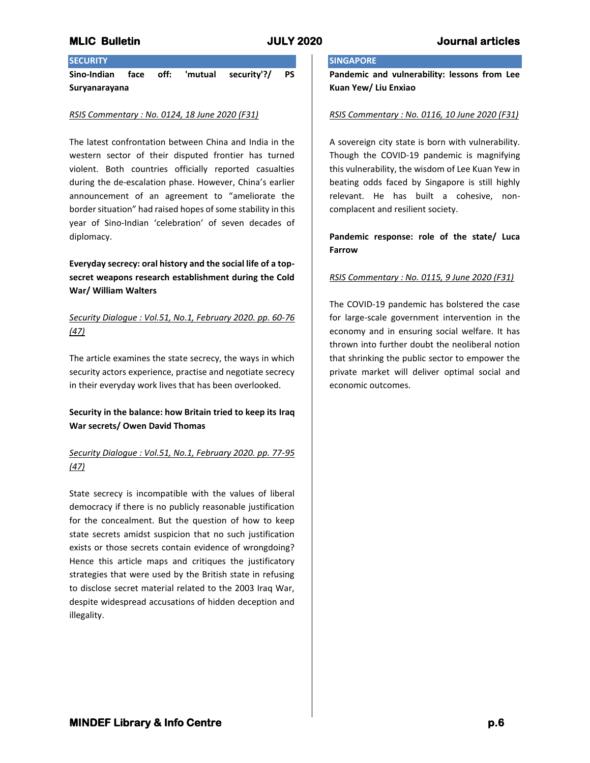## SECURITY

**Sino-Indian face off: 'mutual security'?/ PS Suryanarayana**

*RSIS Commentary : No. 0124, 18 June 2020 (F31)*

The latest confrontation between China and India in the western sector of their disputed frontier has turned violent. Both countries officially reported casualties during the de-escalation phase. However, China's earlier announcement of an agreement to "ameliorate the border situation" had raised hopes of some stability in this year of Sino-Indian 'celebration' of seven decades of diplomacy.

**Everyday secrecy: oral history and the social life of a top-secret weapons research establishment during the Cold War/ William Walters**

*Security Dialogue : Vol.51, No.1, February 2020. pp. 60-76 (47)*

The article examines the state secrecy, the ways in which security actors experience, practise and negotiate secrecy in their everyday work lives that has been overlooked.

**Security in the balance: how Britain tried to keep its Iraq War secrets/ Owen David Thomas**

*Security Dialogue : Vol.51, No.1, February 2020. pp. 77-95 (47)*

State secrecy is incompatible with the values of liberal democracy if there is no publicly reasonable justification for the concealment. But the question of how to keep state secrets amidst suspicion that no such justification exists or those secrets contain evidence of wrongdoing? Hence this article maps and critiques the justificatory strategies that were used by the British state in refusing to disclose secret material related to the 2003 Iraq War, despite widespread accusations of hidden deception and illegality.

## SINGAPORE

**Pandemic and vulnerability: lessons from Lee Kuan Yew/ Liu Enxiao**

*RSIS Commentary : No. 0116, 10 June 2020 (F31)*

A sovereign city state is born with vulnerability. Though the COVID-19 pandemic is magnifying this vulnerability, the wisdom of Lee Kuan Yew in beating odds faced by Singapore is still highly relevant. He has built a cohesive, non-complacent and resilient society.

**Pandemic response: role of the state/ Luca Farrow**

*RSIS Commentary : No. 0115, 9 June 2020 (F31)*

The COVID-19 pandemic has bolstered the case for large-scale government intervention in the economy and in ensuring social welfare. It has thrown into further doubt the neoliberal notion that shrinking the public sector to empower the private market will deliver optimal social and economic outcomes.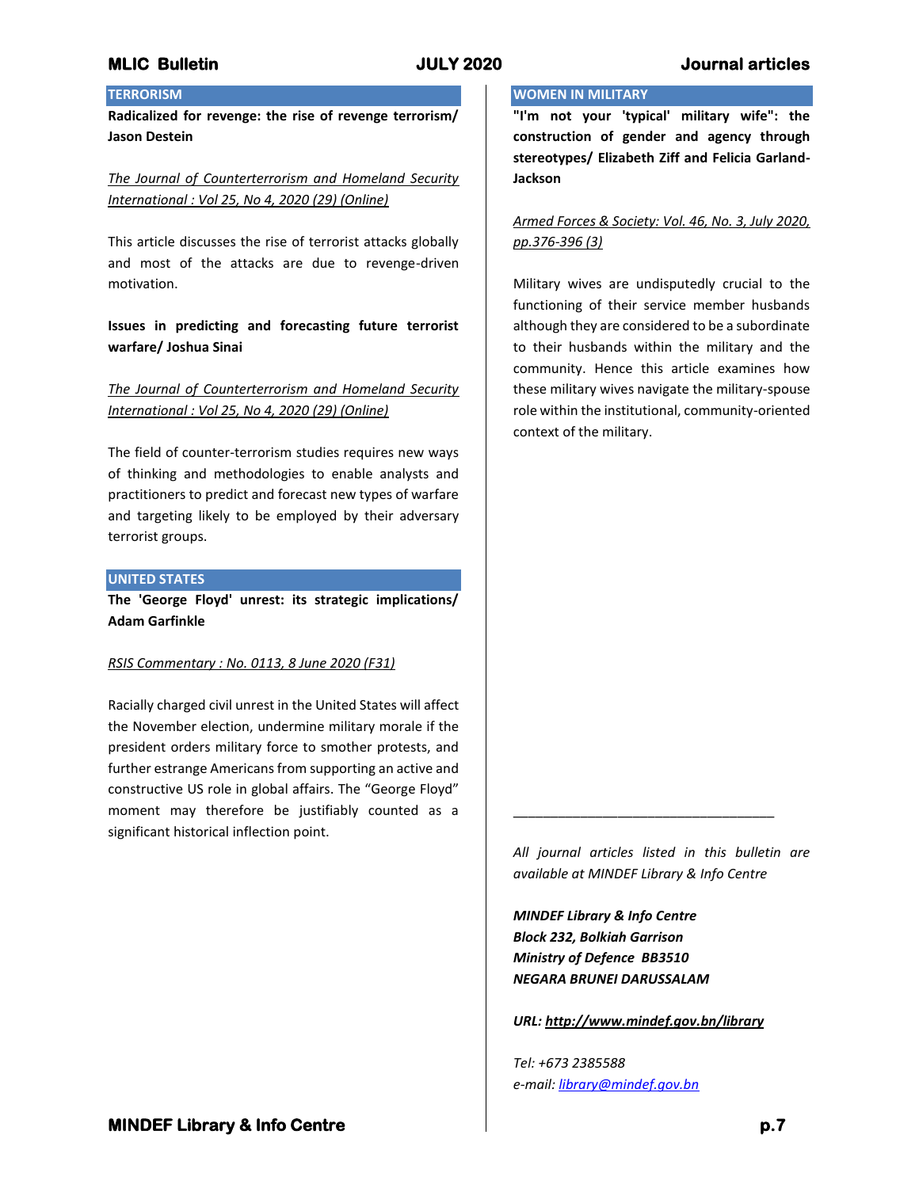## TERRORISM

**Radicalized for revenge: the rise of revenge terrorism/ Jason Destein**

*The Journal of Counterterrorism and Homeland Security International : Vol 25, No 4, 2020 (29) (Online)*

This article discusses the rise of terrorist attacks globally and most of the attacks are due to revenge-driven motivation.

**Issues in predicting and forecasting future terrorist warfare/ Joshua Sinai**

*The Journal of Counterterrorism and Homeland Security International : Vol 25, No 4, 2020 (29) (Online)*

The field of counter-terrorism studies requires new ways of thinking and methodologies to enable analysts and practitioners to predict and forecast new types of warfare and targeting likely to be employed by their adversary terrorist groups.

## UNITED STATES

**The 'George Floyd' unrest: its strategic implications/ Adam Garfinkle**

*RSIS Commentary : No. 0113, 8 June 2020 (F31)*

Racially charged civil unrest in the United States will affect the November election, undermine military morale if the president orders military force to smother protests, and further estrange Americans from supporting an active and constructive US role in global affairs. The "George Floyd" moment may therefore be justifiably counted as a significant historical inflection point.

## WOMEN IN MILITARY

**"I'm not your 'typical' military wife": the construction of gender and agency through stereotypes/ Elizabeth Ziff and Felicia Garland-Jackson**

*Armed Forces & Society: Vol. 46, No. 3, July 2020, pp.376-396 (3)*

Military wives are undisputedly crucial to the functioning of their service member husbands although they are considered to be a subordinate to their husbands within the military and the community. Hence this article examines how these military wives navigate the military-spouse role within the institutional, community-oriented context of the military.

___________________________________

*All journal articles listed in this bulletin are available at MINDEF Library & Info Centre*

***MINDEF Library & Info Centre***
***Block 232, Bolkiah Garrison***
***Ministry of Defence BB3510***
***NEGARA BRUNEI DARUSSALAM***

***URL: http://www.mindef.gov.bn/library***

*Tel: +673 2385588*
*e-mail: library@mindef.gov.bn*